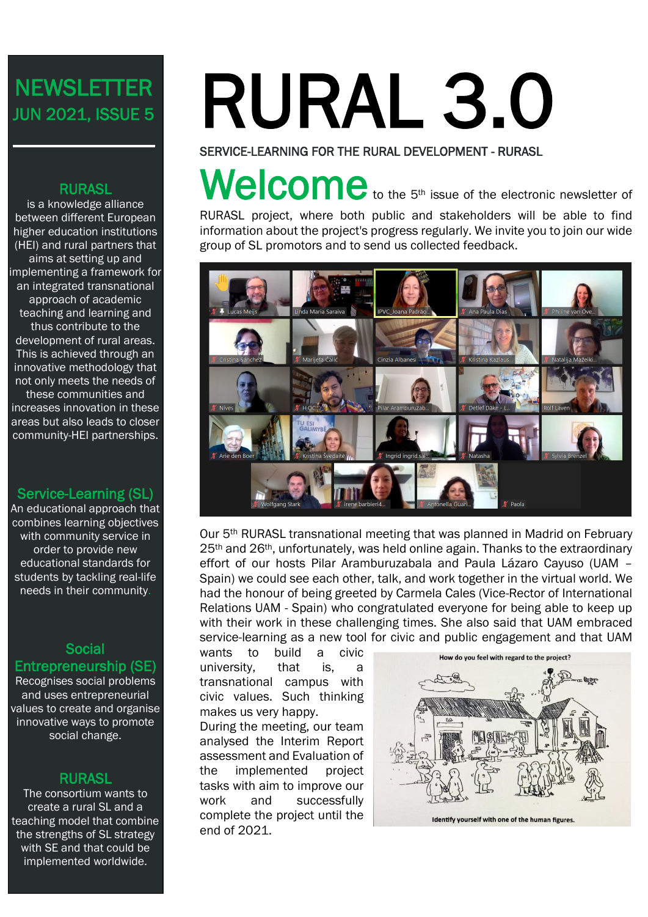# RURAL 3.0

SERVICE-LEARNING FOR THE RURAL DEVELOPMENT - RURASL

## NEWSLETTER JUN 2021, ISSUE 5

### RURASL

is a knowledge alliance between different European higher education institutions (HEI) and rural partners that aims at setting up and implementing a framework for an integrated transnational approach of academic teaching and learning and thus contribute to the development of rural areas. This is achieved through an innovative methodology that not only meets the needs of these communities and increases innovation in these areas but also leads to closer community-HEI partnerships.

### Service-Learning (SL)

An educational approach that combines learning objectives with community service in order to provide new educational standards for students by tackling real-life needs in their community.

### Social Entrepreneurship (SE)

Recognises social problems and uses entrepreneurial values to create and organise innovative ways to promote social change.

### RURASL

The consortium wants to create a rural SL and a teaching model that combine the strengths of SL strategy with SE and that could be implemented worldwide.

## Welcome

to the 5th issue of the electronic newsletter of RURASL project, where both public and stakeholders will be able to find information about the project's progress regularly. We invite you to join our wide group of SL promotors and to send us collected feedback.

Our 5th RURASL transnational meeting that was planned in Madrid on February 25th and 26th, unfortunately, was held online again. Thanks to the extraordinary effort of our hosts Pilar Aramburuzabala and Paula Lázaro Cayuso (UAM – Spain) we could see each other, talk, and work together in the virtual world. We had the honour of being greeted by Carmela Cales (Vice-Rector of International Relations UAM - Spain) who congratulated everyone for being able to keep up with their work in these challenging times. She also said that UAM embraced service-learning as a new tool for civic and public engagement and that UAM wants to build a civic university, that is, a transnational campus with civic values. Such thinking makes us very happy.

During the meeting, our team analysed the Interim Report assessment and Evaluation of the implemented project tasks with aim to improve our work and successfully complete the project until the end of 2021.

How do you feel with regard to the project?

Identify yourself with one of the human figures.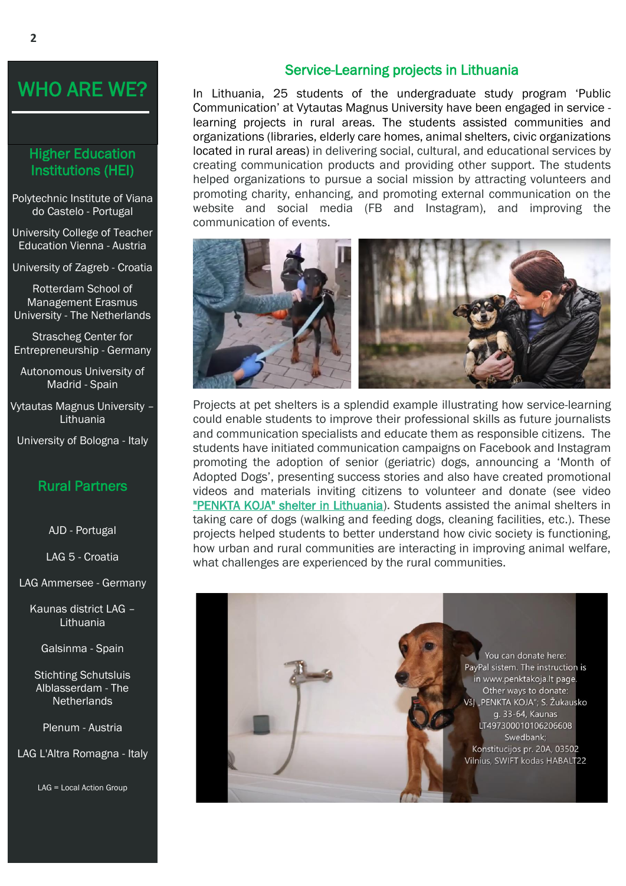# WHO ARE WE?

## Higher Education Institutions (HEI)

Polytechnic Institute of Viana do Castelo - Portugal

University College of Teacher Education Vienna - Austria

University of Zagreb - Croatia

Rotterdam School of Management Erasmus University - The Netherlands

Strascheg Center for Entrepreneurship - Germany

Autonomous University of Madrid - Spain

Vytautas Magnus University – Lithuania

University of Bologna - Italy

## Rural Partners

AJD - Portugal

LAG 5 - Croatia

LAG Ammersee - Germany

Kaunas district LAG – Lithuania

Galsinma - Spain

Stichting Schutsluis Alblasserdam - The Netherlands

Plenum - Austria

LAG L'Altra Romagna - Italy

LAG = Local Action Group

## Service-Learning projects in Lithuania

In Lithuania, 25 students of the undergraduate study program 'Public Communication' at Vytautas Magnus University have been engaged in service - learning projects in rural areas. The students assisted communities and organizations (libraries, elderly care homes, animal shelters, civic organizations located in rural areas) in delivering social, cultural, and educational services by creating communication products and providing other support. The students helped organizations to pursue a social mission by attracting volunteers and promoting charity, enhancing, and promoting external communication on the website and social media (FB and Instagram), and improving the communication of events.

Projects at pet shelters is a splendid example illustrating how service-learning could enable students to improve their professional skills as future journalists and communication specialists and educate them as responsible citizens. The students have initiated communication campaigns on Facebook and Instagram promoting the adoption of senior (geriatric) dogs, announcing a 'Month of Adopted Dogs', presenting success stories and also have created promotional videos and materials inviting citizens to volunteer and donate (see video "PENKTA KOJA" shelter in Lithuania). Students assisted the animal shelters in taking care of dogs (walking and feeding dogs, cleaning facilities, etc.). These projects helped students to better understand how civic society is functioning, how urban and rural communities are interacting in improving animal welfare, what challenges are experienced by the rural communities.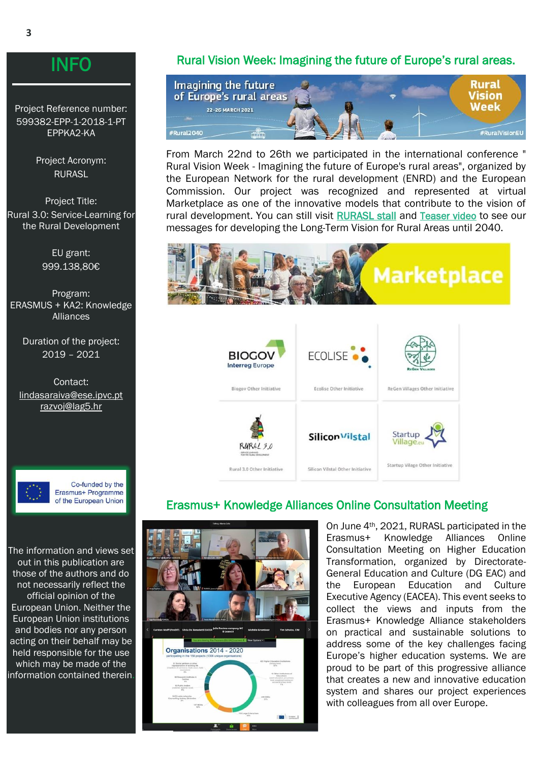# INFO

Project Reference number: 599382-EPP-1-2018-1-PT EPPKA2-KA

Project Acronym: RURASL

Project Title: Rural 3.0: Service-Learning for the Rural Development

EU grant: 999.138,80€

Program: ERASMUS + KA2: Knowledge Alliances

Duration of the project: 2019 – 2021

Contact:
lindasaraiva@ese.ipvc.pt
razvoj@lag5.hr

Co-funded by the Erasmus+ Programme of the European Union

The information and views set out in this publication are those of the authors and do not necessarily reflect the official opinion of the European Union. Neither the European Union institutions and bodies nor any person acting on their behalf may be held responsible for the use which may be made of the information contained therein.

## Rural Vision Week: Imagining the future of Europe's rural areas.

From March 22nd to 26th we participated in the international conference " Rural Vision Week - Imagining the future of Europe's rural areas", organized by the European Network for the rural development (ENRD) and the European Commission. Our project was recognized and represented at virtual Marketplace as one of the innovative models that contribute to the vision of rural development. You can still visit RURASL stall and Teaser video to see our messages for developing the Long-Term Vision for Rural Areas until 2040.

## Erasmus+ Knowledge Alliances Online Consultation Meeting

On June 4th, 2021, RURASL participated in the Erasmus+ Knowledge Alliances Online Consultation Meeting on Higher Education Transformation, organized by Directorate-General Education and Culture (DG EAC) and the European Education and Culture Executive Agency (EACEA). This event seeks to collect the views and inputs from the Erasmus+ Knowledge Alliance stakeholders on practical and sustainable solutions to address some of the key challenges facing Europe's higher education systems. We are proud to be part of this progressive alliance that creates a new and innovative education system and shares our project experiences with colleagues from all over Europe.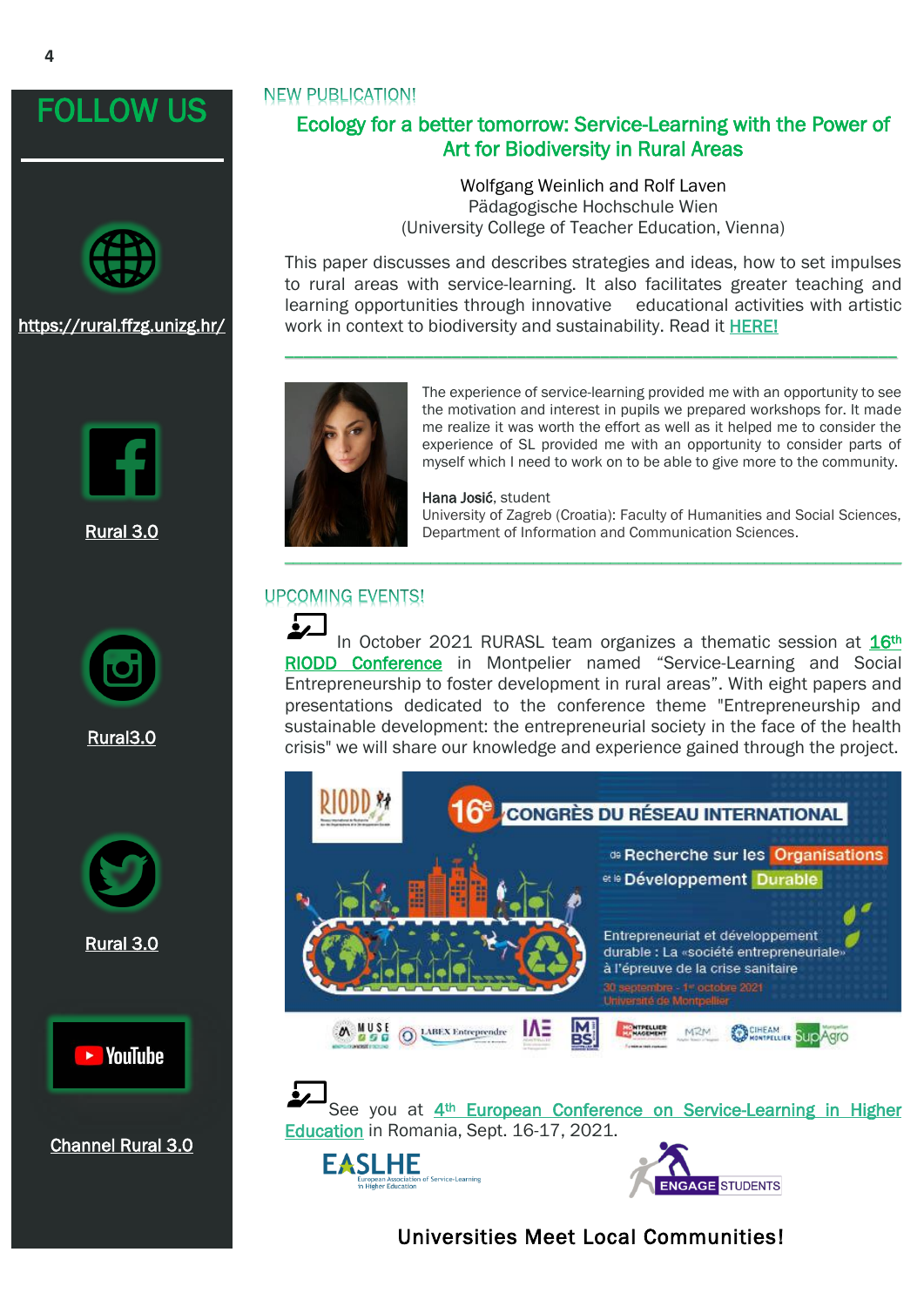## FOLLOW US

https://rural.ffzg.unizg.hr/

Rural 3.0

Rural3.0

Rural 3.0

Channel Rural 3.0

## NEW PUBLICATION!

### Ecology for a better tomorrow: Service-Learning with the Power of Art for Biodiversity in Rural Areas

Wolfgang Weinlich and Rolf Laven
Pädagogische Hochschule Wien
(University College of Teacher Education, Vienna)

This paper discusses and describes strategies and ideas, how to set impulses to rural areas with service-learning. It also facilitates greater teaching and learning opportunities through innovative educational activities with artistic work in context to biodiversity and sustainability. Read it HERE!

---

The experience of service-learning provided me with an opportunity to see the motivation and interest in pupils we prepared workshops for. It made me realize it was worth the effort as well as it helped me to consider the experience of SL provided me with an opportunity to consider parts of myself which I need to work on to be able to give more to the community.

**Hana Josić**, student
University of Zagreb (Croatia): Faculty of Humanities and Social Sciences, Department of Information and Communication Sciences.

---

## UPCOMING EVENTS!

In October 2021 RURASL team organizes a thematic session at 16th RIODD Conference in Montpelier named "Service-Learning and Social Entrepreneurship to foster development in rural areas". With eight papers and presentations dedicated to the conference theme "Entrepreneurship and sustainable development: the entrepreneurial society in the face of the health crisis" we will share our knowledge and experience gained through the project.

RIODD
16e CONGRÈS DU RÉSEAU INTERNATIONAL de Recherche sur les Organisations et le Développement Durable
Entrepreneuriat et développement durable : La «société entrepreneuriale» à l'épreuve de la crise sanitaire
30 septembre - 1er octobre 2021
Université de Montpellier

See you at 4th European Conference on Service-Learning in Higher Education in Romania, Sept. 16-17, 2021.

EASLHE European Association of Service-Learning in Higher Education

ENGAGE STUDENTS

**Universities Meet Local Communities!**